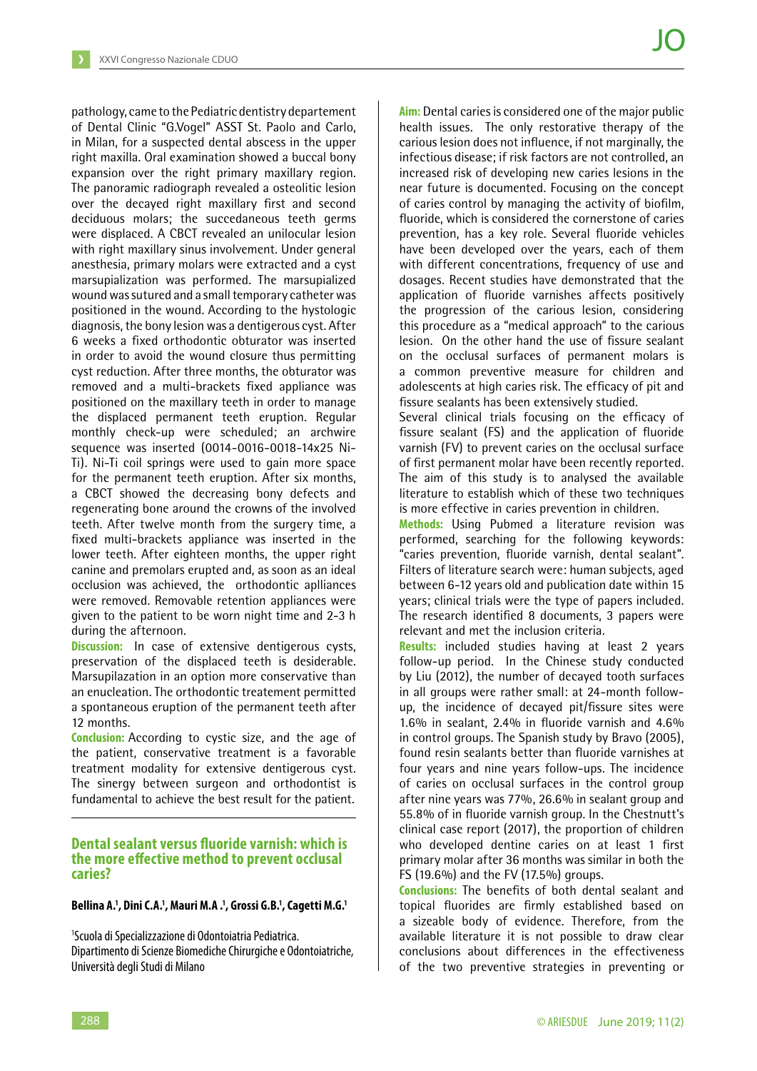pathology, came to the Pediatric dentistry departement of Dental Clinic "G.Vogel" ASST St. Paolo and Carlo, in Milan, for a suspected dental abscess in the upper right maxilla. Oral examination showed a buccal bony expansion over the right primary maxillary region. The panoramic radiograph revealed a osteolitic lesion over the decayed right maxillary first and second deciduous molars; the succedaneous teeth germs were displaced. A CBCT revealed an unilocular lesion with right maxillary sinus involvement. Under general anesthesia, primary molars were extracted and a cyst marsupialization was performed. The marsupialized wound was sutured and a small temporary catheter was positioned in the wound. According to the hystologic diagnosis, the bony lesion was a dentigerous cyst. After 6 weeks a fixed orthodontic obturator was inserted in order to avoid the wound closure thus permitting cyst reduction. After three months, the obturator was removed and a multi-brackets fixed appliance was positioned on the maxillary teeth in order to manage the displaced permanent teeth eruption. Regular monthly check-up were scheduled; an archwire sequence was inserted (0014-0016-0018-14x25 Ni-Ti). Ni-Ti coil springs were used to gain more space for the permanent teeth eruption. After six months, a CBCT showed the decreasing bony defects and regenerating bone around the crowns of the involved teeth. After twelve month from the surgery time, a fixed multi-brackets appliance was inserted in the lower teeth. After eighteen months, the upper right canine and premolars erupted and, as soon as an ideal occlusion was achieved, the orthodontic aplliances were removed. Removable retention appliances were given to the patient to be worn night time and 2-3 h during the afternoon.

**Discussion:** In case of extensive dentigerous cysts, preservation of the displaced teeth is desiderable. Marsupilazation in an option more conservative than an enucleation. The orthodontic treatement permitted a spontaneous eruption of the permanent teeth after 12 months.

**Conclusion:** According to cystic size, and the age of the patient, conservative treatment is a favorable treatment modality for extensive dentigerous cyst. The sinergy between surgeon and orthodontist is fundamental to achieve the best result for the patient.

## Dental sealant versus fluoride varnish: which is the more effective method to prevent occlusal caries?

**Bellina A.[1], Dini C.A.[1], Mauri M.A .[1], Grossi G.B.[1], Cagetti M.G.[1]**

[1]Scuola di Specializzazione di Odontoiatria Pediatrica. Dipartimento di Scienze Biomediche Chirurgiche e Odontoiatriche, Università degli Studi di Milano

**Aim:** Dental caries is considered one of the major public health issues. The only restorative therapy of the carious lesion does not influence, if not marginally, the infectious disease; if risk factors are not controlled, an increased risk of developing new caries lesions in the near future is documented. Focusing on the concept of caries control by managing the activity of biofilm, fluoride, which is considered the cornerstone of caries prevention, has a key role. Several fluoride vehicles have been developed over the years, each of them with different concentrations, frequency of use and dosages. Recent studies have demonstrated that the application of fluoride varnishes affects positively the progression of the carious lesion, considering this procedure as a "medical approach" to the carious lesion. On the other hand the use of fissure sealant on the occlusal surfaces of permanent molars is a common preventive measure for children and adolescents at high caries risk. The efficacy of pit and fissure sealants has been extensively studied.

Several clinical trials focusing on the efficacy of fissure sealant (FS) and the application of fluoride varnish (FV) to prevent caries on the occlusal surface of first permanent molar have been recently reported. The aim of this study is to analysed the available literature to establish which of these two techniques is more effective in caries prevention in children.

**Methods:** Using Pubmed a literature revision was performed, searching for the following keywords: "caries prevention, fluoride varnish, dental sealant". Filters of literature search were: human subjects, aged between 6-12 years old and publication date within 15 years; clinical trials were the type of papers included. The research identified 8 documents, 3 papers were relevant and met the inclusion criteria.

**Results:** included studies having at least 2 years follow-up period. In the Chinese study conducted by Liu (2012), the number of decayed tooth surfaces in all groups were rather small: at 24-month follow-up, the incidence of decayed pit/fissure sites were 1.6% in sealant, 2.4% in fluoride varnish and 4.6% in control groups. The Spanish study by Bravo (2005), found resin sealants better than fluoride varnishes at four years and nine years follow-ups. The incidence of caries on occlusal surfaces in the control group after nine years was 77%, 26.6% in sealant group and 55.8% of in fluoride varnish group. In the Chestnutt's clinical case report (2017), the proportion of children who developed dentine caries on at least 1 first primary molar after 36 months was similar in both the FS (19.6%) and the FV (17.5%) groups.

**Conclusions:** The benefits of both dental sealant and topical fluorides are firmly established based on a sizeable body of evidence. Therefore, from the available literature it is not possible to draw clear conclusions about differences in the effectiveness of the two preventive strategies in preventing or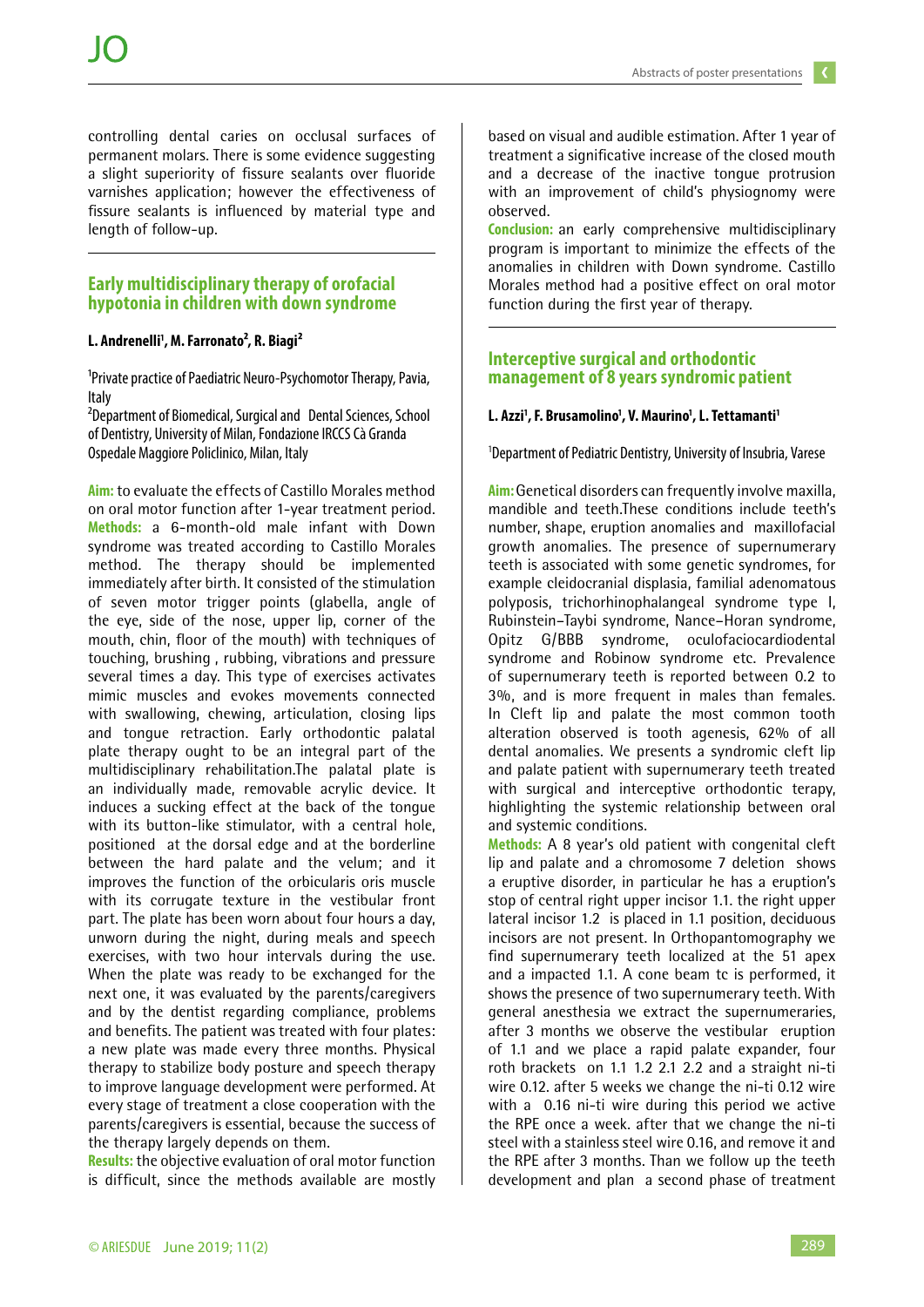controlling dental caries on occlusal surfaces of permanent molars. There is some evidence suggesting a slight superiority of fissure sealants over fluoride varnishes application; however the effectiveness of fissure sealants is influenced by material type and length of follow-up.

## Early multidisciplinary therapy of orofacial hypotonia in children with down syndrome

**L. Andrenelli[1], M. Farronato[2], R. Biagi[2]**

[1]Private practice of Paediatric Neuro-Psychomotor Therapy, Pavia, Italy
[2]Department of Biomedical, Surgical and Dental Sciences, School of Dentistry, University of Milan, Fondazione IRCCS Cà Granda Ospedale Maggiore Policlinico, Milan, Italy

**Aim:** to evaluate the effects of Castillo Morales method on oral motor function after 1-year treatment period.
**Methods:** a 6-month-old male infant with Down syndrome was treated according to Castillo Morales method. The therapy should be implemented immediately after birth. It consisted of the stimulation of seven motor trigger points (glabella, angle of the eye, side of the nose, upper lip, corner of the mouth, chin, floor of the mouth) with techniques of touching, brushing , rubbing, vibrations and pressure several times a day. This type of exercises activates mimic muscles and evokes movements connected with swallowing, chewing, articulation, closing lips and tongue retraction. Early orthodontic palatal plate therapy ought to be an integral part of the multidisciplinary rehabilitation.The palatal plate is an individually made, removable acrylic device. It induces a sucking effect at the back of the tongue with its button-like stimulator, with a central hole, positioned at the dorsal edge and at the borderline between the hard palate and the velum; and it improves the function of the orbicularis oris muscle with its corrugate texture in the vestibular front part. The plate has been worn about four hours a day, unworn during the night, during meals and speech exercises, with two hour intervals during the use. When the plate was ready to be exchanged for the next one, it was evaluated by the parents/caregivers and by the dentist regarding compliance, problems and benefits. The patient was treated with four plates: a new plate was made every three months. Physical therapy to stabilize body posture and speech therapy to improve language development were performed. At every stage of treatment a close cooperation with the parents/caregivers is essential, because the success of the therapy largely depends on them.
**Results:** the objective evaluation of oral motor function is difficult, since the methods available are mostly based on visual and audible estimation. After 1 year of treatment a significative increase of the closed mouth and a decrease of the inactive tongue protrusion with an improvement of child's physiognomy were observed.
**Conclusion:** an early comprehensive multidisciplinary program is important to minimize the effects of the anomalies in children with Down syndrome. Castillo Morales method had a positive effect on oral motor function during the first year of therapy.

## Interceptive surgical and orthodontic management of 8 years syndromic patient

**L. Azzi[1], F. Brusamolino[1], V. Maurino[1], L. Tettamanti[1]**

[1]Department of Pediatric Dentistry, University of Insubria, Varese

**Aim:** Genetical disorders can frequently involve maxilla, mandible and teeth.These conditions include teeth's number, shape, eruption anomalies and maxillofacial growth anomalies. The presence of supernumerary teeth is associated with some genetic syndromes, for example cleidocranial displasia, familial adenomatous polyposis, trichorhinophalangeal syndrome type I, Rubinstein–Taybi syndrome, Nance–Horan syndrome, Opitz G/BBB syndrome, oculofaciocardiodental syndrome and Robinow syndrome etc. Prevalence of supernumerary teeth is reported between 0.2 to 3%, and is more frequent in males than females. In Cleft lip and palate the most common tooth alteration observed is tooth agenesis, 62% of all dental anomalies. We presents a syndromic cleft lip and palate patient with supernumerary teeth treated with surgical and interceptive orthodontic terapy, highlighting the systemic relationship between oral and systemic conditions.
**Methods:** A 8 year's old patient with congenital cleft lip and palate and a chromosome 7 deletion shows a eruptive disorder, in particular he has a eruption's stop of central right upper incisor 1.1. the right upper lateral incisor 1.2 is placed in 1.1 position, deciduous incisors are not present. In Orthopantomography we find supernumerary teeth localized at the 51 apex and a impacted 1.1. A cone beam tc is performed, it shows the presence of two supernumerary teeth. With general anesthesia we extract the supernumeraries, after 3 months we observe the vestibular eruption of 1.1 and we place a rapid palate expander, four roth brackets on 1.1 1.2 2.1 2.2 and a straight ni-ti wire 0.12. after 5 weeks we change the ni-ti 0.12 wire with a 0.16 ni-ti wire during this period we active the RPE once a week. after that we change the ni-ti steel with a stainless steel wire 0.16, and remove it and the RPE after 3 months. Than we follow up the teeth development and plan a second phase of treatment